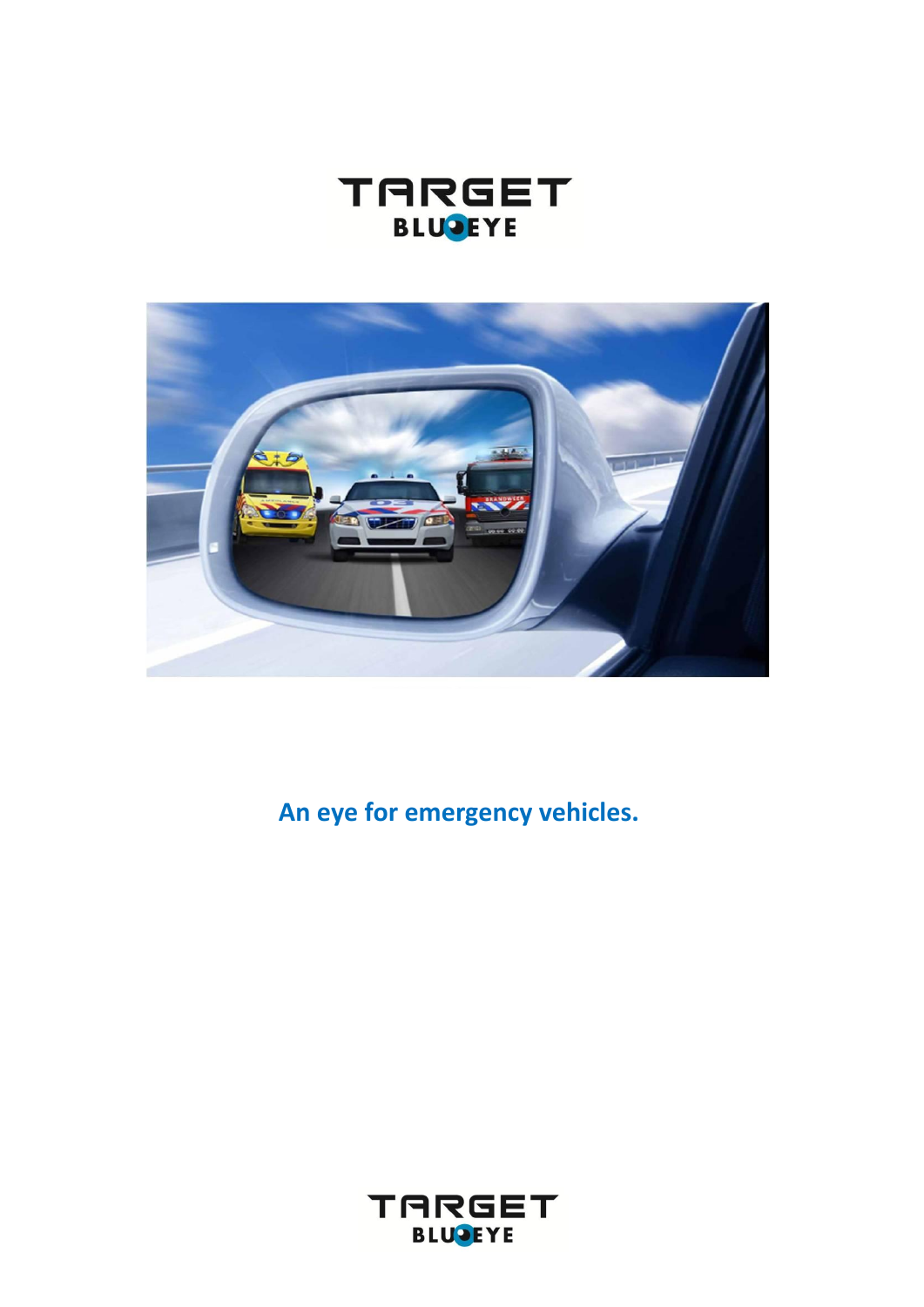TARGET BLUEYE

An eye for emergency vehicles.

TARGET BLUEYE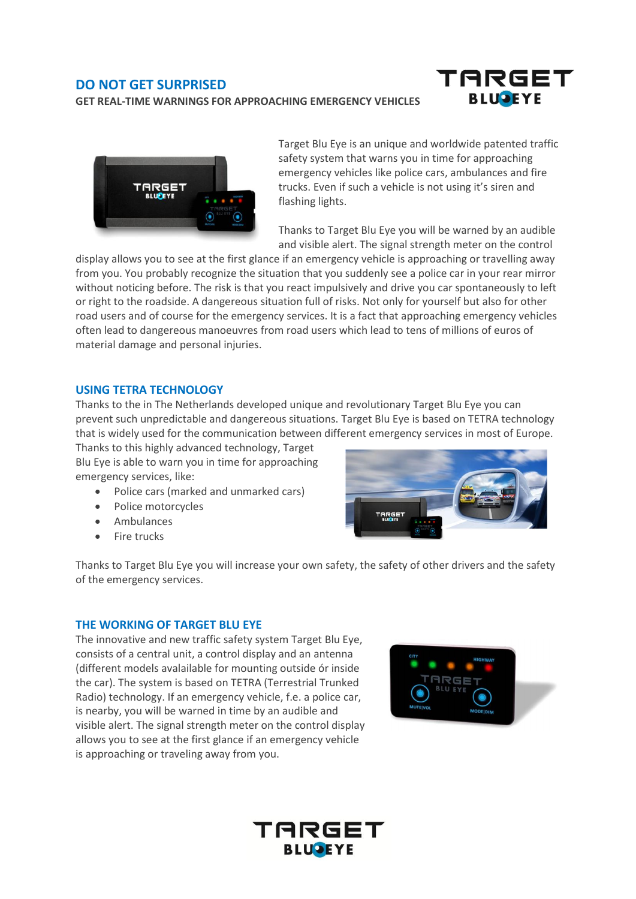## DO NOT GET SURPRISED

**GET REAL-TIME WARNINGS FOR APPROACHING EMERGENCY VEHICLES**

Target Blu Eye is an unique and worldwide patented traffic safety system that warns you in time for approaching emergency vehicles like police cars, ambulances and fire trucks. Even if such a vehicle is not using it's siren and flashing lights.

Thanks to Target Blu Eye you will be warned by an audible and visible alert. The signal strength meter on the control display allows you to see at the first glance if an emergency vehicle is approaching or travelling away from you. You probably recognize the situation that you suddenly see a police car in your rear mirror without noticing before. The risk is that you react impulsively and drive you car spontaneously to left or right to the roadside. A dangereous situation full of risks. Not only for yourself but also for other road users and of course for the emergency services. It is a fact that approaching emergency vehicles often lead to dangerous manoeuvres from road users which lead to tens of millions of euros of material damage and personal injuries.

## USING TETRA TECHNOLOGY

Thanks to the in The Netherlands developed unique and revolutionary Target Blu Eye you can prevent such unpredictable and dangereous situations. Target Blu Eye is based on TETRA technology that is widely used for the communication between different emergency services in most of Europe. Thanks to this highly advanced technology, Target Blu Eye is able to warn you in time for approaching emergency services, like:

- Police cars (marked and unmarked cars)
- Police motorcycles
- Ambulances
- Fire trucks

Thanks to Target Blu Eye you will increase your own safety, the safety of other drivers and the safety of the emergency services.

## THE WORKING OF TARGET BLU EYE

The innovative and new traffic safety system Target Blu Eye, consists of a central unit, a control display and an antenna (different models avalailable for mounting outside ór inside the car). The system is based on TETRA (Terrestrial Trunked Radio) technology. If an emergency vehicle, f.e. a police car, is nearby, you will be warned in time by an audible and visible alert. The signal strength meter on the control display allows you to see at the first glance if an emergency vehicle is approaching or traveling away from you.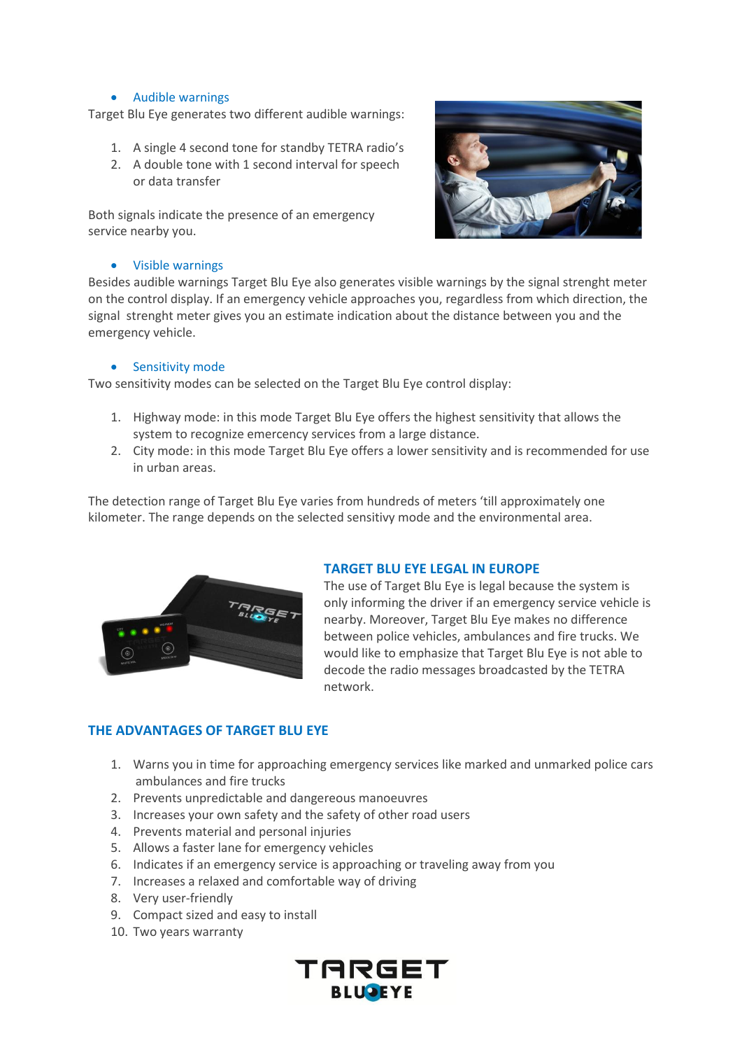- Audible warnings

Target Blu Eye generates two different audible warnings:

1. A single 4 second tone for standby TETRA radio's
2. A double tone with 1 second interval for speech or data transfer

Both signals indicate the presence of an emergency service nearby you.

- Visible warnings

Besides audible warnings Target Blu Eye also generates visible warnings by the signal strenght meter on the control display. If an emergency vehicle approaches you, regardless from which direction, the signal  strenght meter gives you an estimate indication about the distance between you and the emergency vehicle.

- Sensitivity mode

Two sensitivity modes can be selected on the Target Blu Eye control display:

1. Highway mode: in this mode Target Blu Eye offers the highest sensitivity that allows the system to recognize emercency services from a large distance.
2. City mode: in this mode Target Blu Eye offers a lower sensitivity and is recommended for use in urban areas.

The detection range of Target Blu Eye varies from hundreds of meters 'till approximately one kilometer. The range depends on the selected sensitivy mode and the environmental area.

## TARGET BLU EYE LEGAL IN EUROPE

The use of Target Blu Eye is legal because the system is only informing the driver if an emergency service vehicle is nearby. Moreover, Target Blu Eye makes no difference between police vehicles, ambulances and fire trucks. We would like to emphasize that Target Blu Eye is not able to decode the radio messages broadcasted by the TETRA network.

## THE ADVANTAGES OF TARGET BLU EYE

1. Warns you in time for approaching emergency services like marked and unmarked police cars ambulances and fire trucks
2. Prevents unpredictable and dangereous manoeuvres
3. Increases your own safety and the safety of other road users
4. Prevents material and personal injuries
5. Allows a faster lane for emergency vehicles
6. Indicates if an emergency service is approaching or traveling away from you
7. Increases a relaxed and comfortable way of driving
8. Very user-friendly
9. Compact sized and easy to install
10. Two years warranty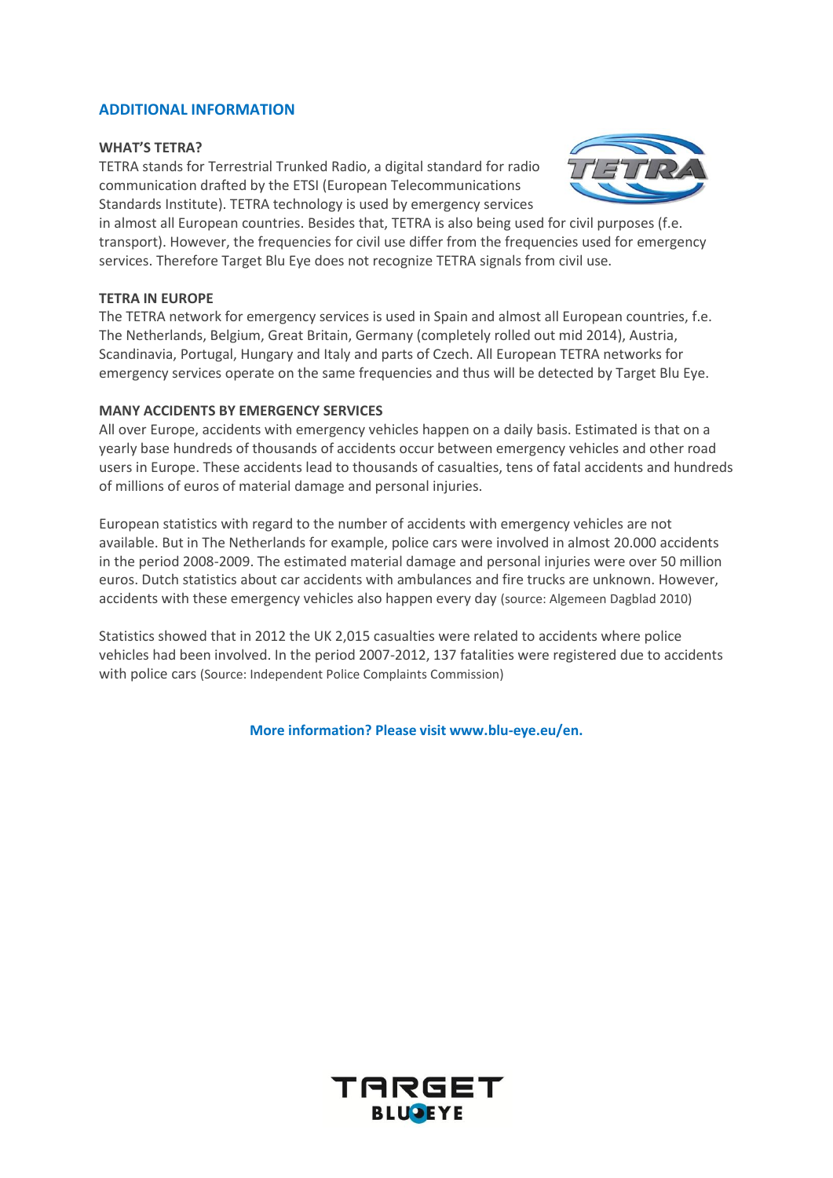## ADDITIONAL INFORMATION

### WHAT'S TETRA?

TETRA stands for Terrestrial Trunked Radio, a digital standard for radio communication drafted by the ETSI (European Telecommunications Standards Institute). TETRA technology is used by emergency services in almost all European countries. Besides that, TETRA is also being used for civil purposes (f.e. transport). However, the frequencies for civil use differ from the frequencies used for emergency services. Therefore Target Blu Eye does not recognize TETRA signals from civil use.

### TETRA IN EUROPE

The TETRA network for emergency services is used in Spain and almost all European countries, f.e. The Netherlands, Belgium, Great Britain, Germany (completely rolled out mid 2014), Austria, Scandinavia, Portugal, Hungary and Italy and parts of Czech. All European TETRA networks for emergency services operate on the same frequencies and thus will be detected by Target Blu Eye.

### MANY ACCIDENTS BY EMERGENCY SERVICES

All over Europe, accidents with emergency vehicles happen on a daily basis. Estimated is that on a yearly base hundreds of thousands of accidents occur between emergency vehicles and other road users in Europe. These accidents lead to thousands of casualties, tens of fatal accidents and hundreds of millions of euros of material damage and personal injuries.

European statistics with regard to the number of accidents with emergency vehicles are not available. But in The Netherlands for example, police cars were involved in almost 20.000 accidents in the period 2008-2009. The estimated material damage and personal injuries were over 50 million euros. Dutch statistics about car accidents with ambulances and fire trucks are unknown. However, accidents with these emergency vehicles also happen every day (source: Algemeen Dagblad 2010)

Statistics showed that in 2012 the UK 2,015 casualties were related to accidents where police vehicles had been involved. In the period 2007-2012, 137 fatalities were registered due to accidents with police cars (Source: Independent Police Complaints Commission)

**More information? Please visit www.blu-eye.eu/en.**

TARGET BLU EYE